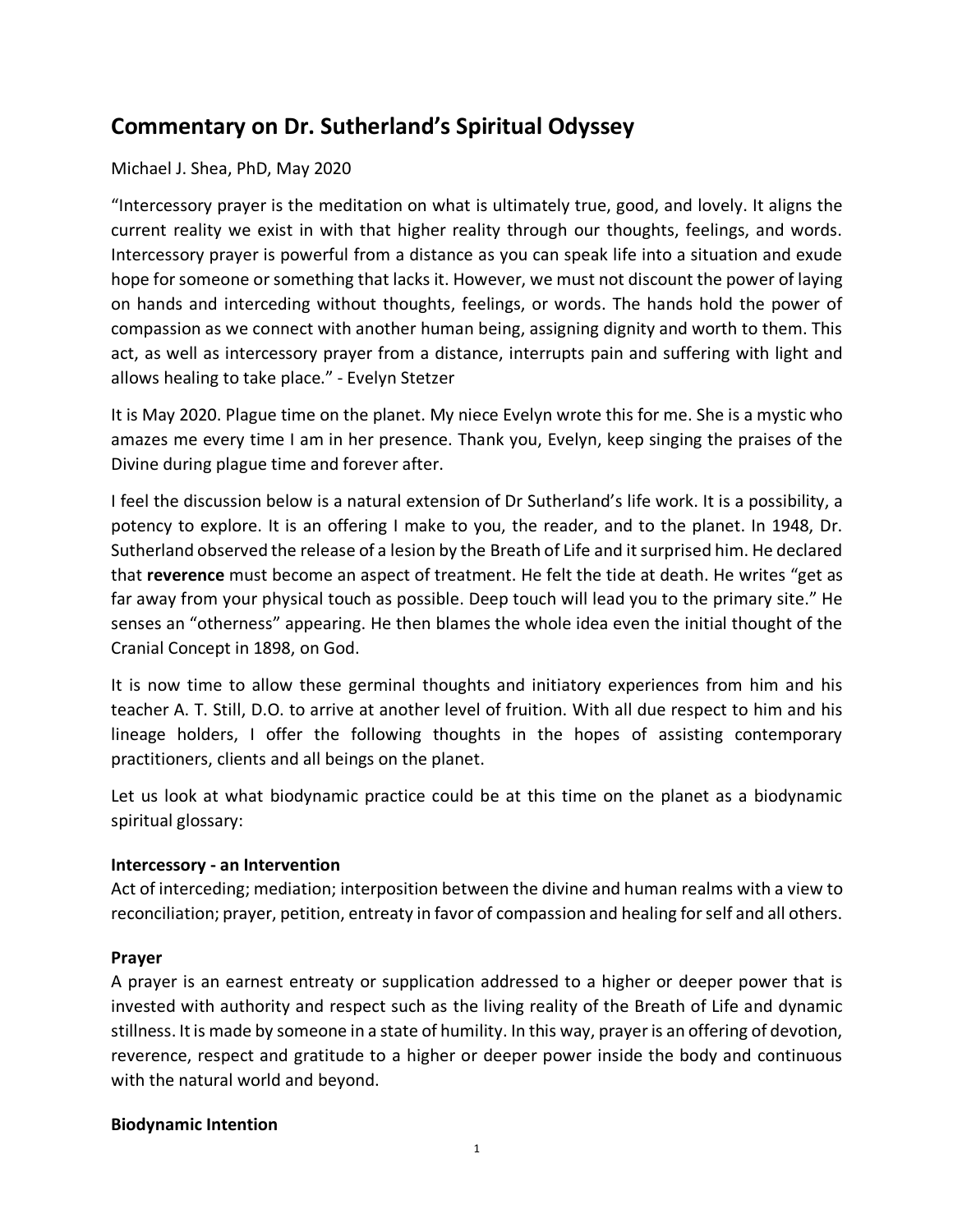# Commentary on Dr. Sutherland's Spiritual Odyssey

Michael J. Shea, PhD, May 2020

"Intercessory prayer is the meditation on what is ultimately true, good, and lovely. It aligns the current reality we exist in with that higher reality through our thoughts, feelings, and words. Intercessory prayer is powerful from a distance as you can speak life into a situation and exude hope for someone or something that lacks it. However, we must not discount the power of laying on hands and interceding without thoughts, feelings, or words. The hands hold the power of compassion as we connect with another human being, assigning dignity and worth to them. This act, as well as intercessory prayer from a distance, interrupts pain and suffering with light and allows healing to take place." - Evelyn Stetzer

It is May 2020. Plague time on the planet. My niece Evelyn wrote this for me. She is a mystic who amazes me every time I am in her presence. Thank you, Evelyn, keep singing the praises of the Divine during plague time and forever after.

I feel the discussion below is a natural extension of Dr Sutherland's life work. It is a possibility, a potency to explore. It is an offering I make to you, the reader, and to the planet. In 1948, Dr. Sutherland observed the release of a lesion by the Breath of Life and it surprised him. He declared that **reverence** must become an aspect of treatment. He felt the tide at death. He writes "get as far away from your physical touch as possible. Deep touch will lead you to the primary site." He senses an "otherness" appearing. He then blames the whole idea even the initial thought of the Cranial Concept in 1898, on God.

It is now time to allow these germinal thoughts and initiatory experiences from him and his teacher A. T. Still, D.O. to arrive at another level of fruition. With all due respect to him and his lineage holders, I offer the following thoughts in the hopes of assisting contemporary practitioners, clients and all beings on the planet.

Let us look at what biodynamic practice could be at this time on the planet as a biodynamic spiritual glossary:

**Intercessory - an Intervention**
Act of interceding; mediation; interposition between the divine and human realms with a view to reconciliation; prayer, petition, entreaty in favor of compassion and healing for self and all others.

**Prayer**
A prayer is an earnest entreaty or supplication addressed to a higher or deeper power that is invested with authority and respect such as the living reality of the Breath of Life and dynamic stillness. It is made by someone in a state of humility. In this way, prayer is an offering of devotion, reverence, respect and gratitude to a higher or deeper power inside the body and continuous with the natural world and beyond.

**Biodynamic Intention**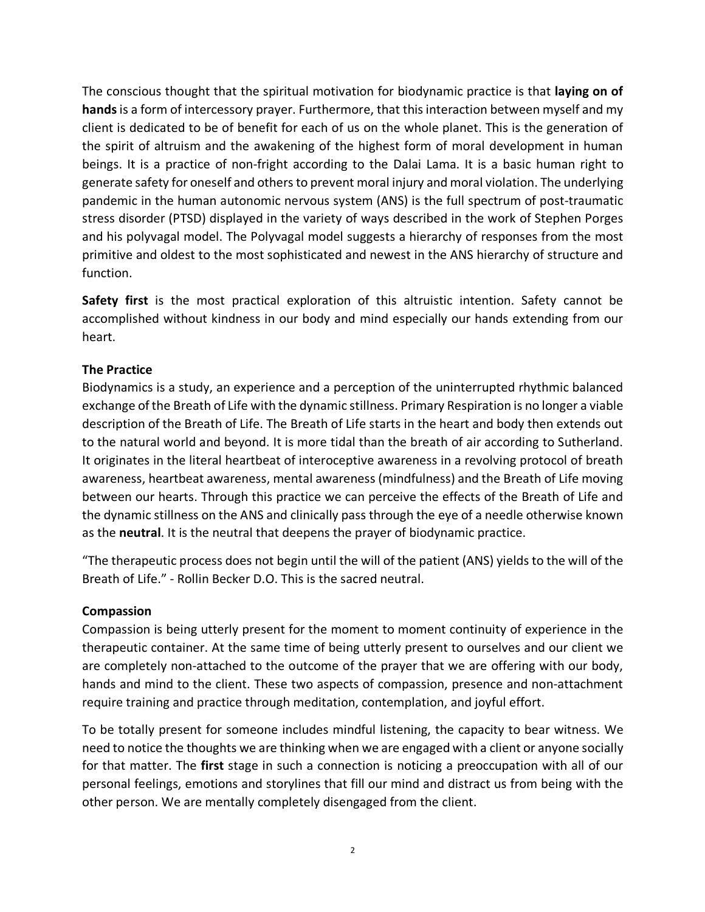The conscious thought that the spiritual motivation for biodynamic practice is that **laying on of hands** is a form of intercessory prayer. Furthermore, that this interaction between myself and my client is dedicated to be of benefit for each of us on the whole planet. This is the generation of the spirit of altruism and the awakening of the highest form of moral development in human beings. It is a practice of non-fright according to the Dalai Lama. It is a basic human right to generate safety for oneself and others to prevent moral injury and moral violation. The underlying pandemic in the human autonomic nervous system (ANS) is the full spectrum of post-traumatic stress disorder (PTSD) displayed in the variety of ways described in the work of Stephen Porges and his polyvagal model. The Polyvagal model suggests a hierarchy of responses from the most primitive and oldest to the most sophisticated and newest in the ANS hierarchy of structure and function.

**Safety first** is the most practical exploration of this altruistic intention. Safety cannot be accomplished without kindness in our body and mind especially our hands extending from our heart.

### The Practice

Biodynamics is a study, an experience and a perception of the uninterrupted rhythmic balanced exchange of the Breath of Life with the dynamic stillness. Primary Respiration is no longer a viable description of the Breath of Life. The Breath of Life starts in the heart and body then extends out to the natural world and beyond. It is more tidal than the breath of air according to Sutherland. It originates in the literal heartbeat of interoceptive awareness in a revolving protocol of breath awareness, heartbeat awareness, mental awareness (mindfulness) and the Breath of Life moving between our hearts. Through this practice we can perceive the effects of the Breath of Life and the dynamic stillness on the ANS and clinically pass through the eye of a needle otherwise known as the **neutral**. It is the neutral that deepens the prayer of biodynamic practice.

"The therapeutic process does not begin until the will of the patient (ANS) yields to the will of the Breath of Life." - Rollin Becker D.O. This is the sacred neutral.

### Compassion

Compassion is being utterly present for the moment to moment continuity of experience in the therapeutic container. At the same time of being utterly present to ourselves and our client we are completely non-attached to the outcome of the prayer that we are offering with our body, hands and mind to the client. These two aspects of compassion, presence and non-attachment require training and practice through meditation, contemplation, and joyful effort.

To be totally present for someone includes mindful listening, the capacity to bear witness. We need to notice the thoughts we are thinking when we are engaged with a client or anyone socially for that matter. The **first** stage in such a connection is noticing a preoccupation with all of our personal feelings, emotions and storylines that fill our mind and distract us from being with the other person. We are mentally completely disengaged from the client.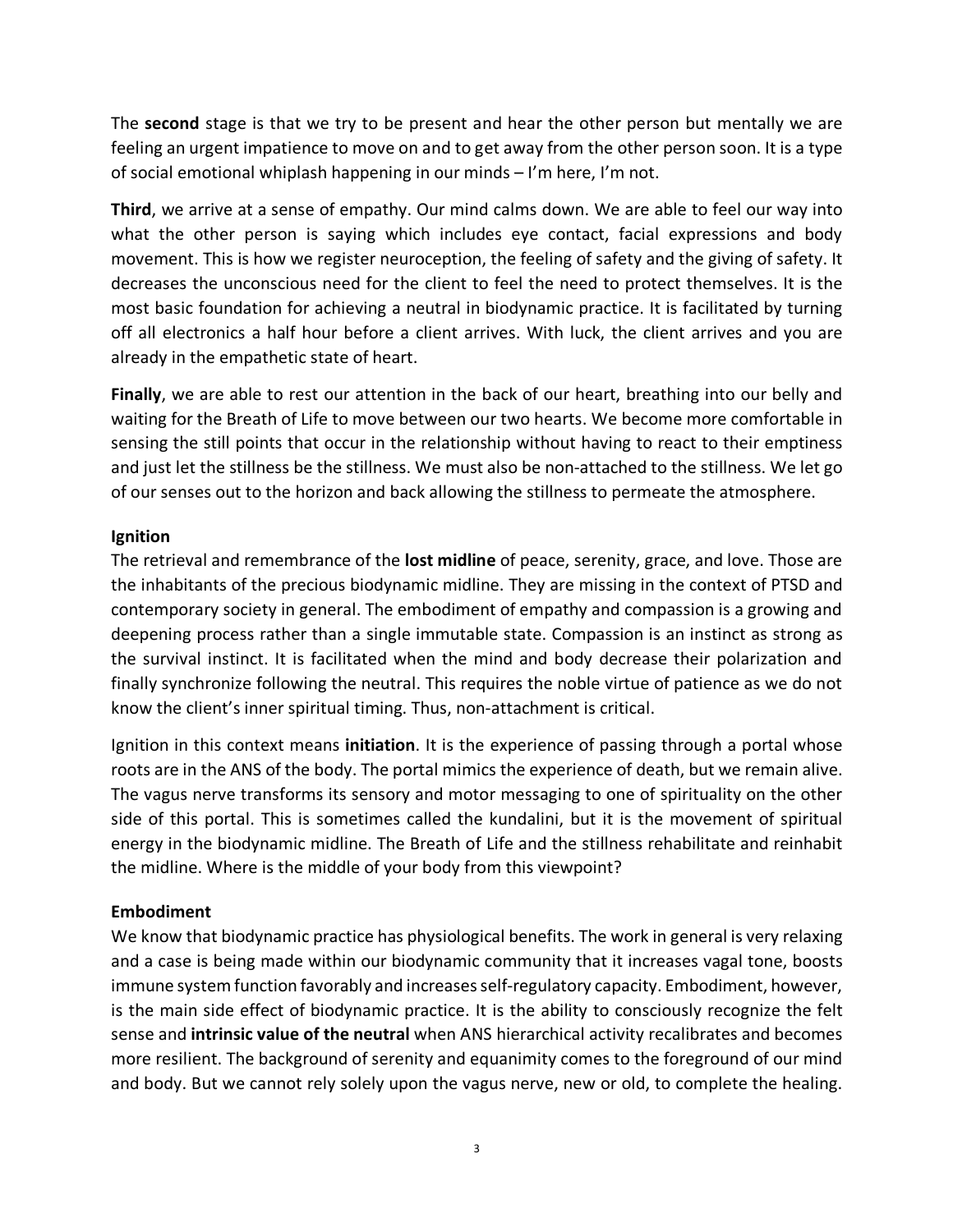The **second** stage is that we try to be present and hear the other person but mentally we are feeling an urgent impatience to move on and to get away from the other person soon. It is a type of social emotional whiplash happening in our minds – I'm here, I'm not.

**Third**, we arrive at a sense of empathy. Our mind calms down. We are able to feel our way into what the other person is saying which includes eye contact, facial expressions and body movement. This is how we register neuroception, the feeling of safety and the giving of safety. It decreases the unconscious need for the client to feel the need to protect themselves. It is the most basic foundation for achieving a neutral in biodynamic practice. It is facilitated by turning off all electronics a half hour before a client arrives. With luck, the client arrives and you are already in the empathetic state of heart.

**Finally**, we are able to rest our attention in the back of our heart, breathing into our belly and waiting for the Breath of Life to move between our two hearts. We become more comfortable in sensing the still points that occur in the relationship without having to react to their emptiness and just let the stillness be the stillness. We must also be non-attached to the stillness. We let go of our senses out to the horizon and back allowing the stillness to permeate the atmosphere.

**Ignition**

The retrieval and remembrance of the **lost midline** of peace, serenity, grace, and love. Those are the inhabitants of the precious biodynamic midline. They are missing in the context of PTSD and contemporary society in general. The embodiment of empathy and compassion is a growing and deepening process rather than a single immutable state. Compassion is an instinct as strong as the survival instinct. It is facilitated when the mind and body decrease their polarization and finally synchronize following the neutral. This requires the noble virtue of patience as we do not know the client's inner spiritual timing. Thus, non-attachment is critical.

Ignition in this context means **initiation**. It is the experience of passing through a portal whose roots are in the ANS of the body. The portal mimics the experience of death, but we remain alive. The vagus nerve transforms its sensory and motor messaging to one of spirituality on the other side of this portal. This is sometimes called the kundalini, but it is the movement of spiritual energy in the biodynamic midline. The Breath of Life and the stillness rehabilitate and reinhabit the midline. Where is the middle of your body from this viewpoint?

**Embodiment**

We know that biodynamic practice has physiological benefits. The work in general is very relaxing and a case is being made within our biodynamic community that it increases vagal tone, boosts immune system function favorably and increases self-regulatory capacity. Embodiment, however, is the main side effect of biodynamic practice. It is the ability to consciously recognize the felt sense and **intrinsic value of the neutral** when ANS hierarchical activity recalibrates and becomes more resilient. The background of serenity and equanimity comes to the foreground of our mind and body. But we cannot rely solely upon the vagus nerve, new or old, to complete the healing.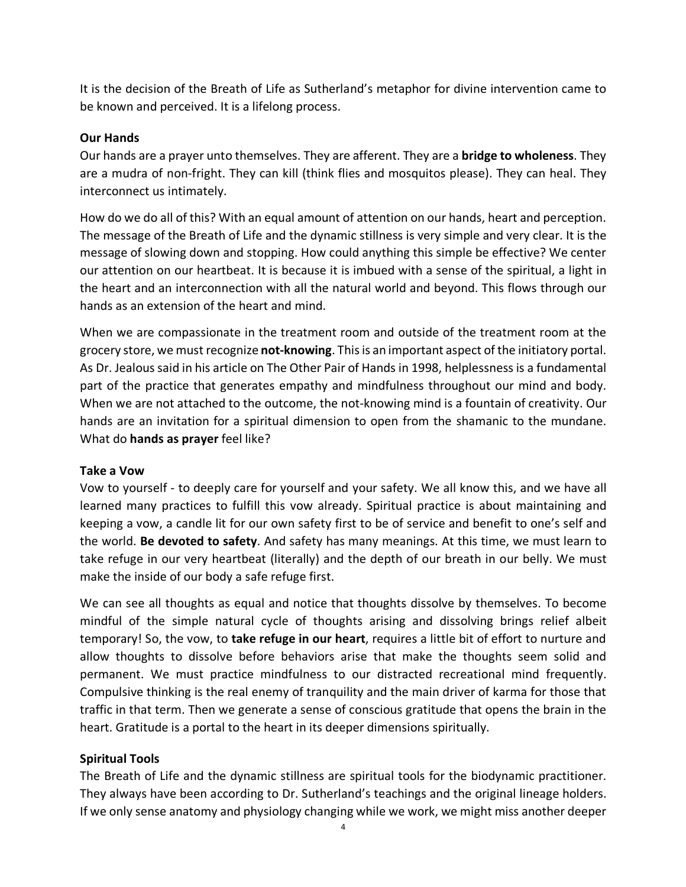It is the decision of the Breath of Life as Sutherland's metaphor for divine intervention came to be known and perceived. It is a lifelong process.

**Our Hands**

Our hands are a prayer unto themselves. They are afferent. They are a **bridge to wholeness**. They are a mudra of non-fright. They can kill (think flies and mosquitos please). They can heal. They interconnect us intimately.

How do we do all of this? With an equal amount of attention on our hands, heart and perception. The message of the Breath of Life and the dynamic stillness is very simple and very clear. It is the message of slowing down and stopping. How could anything this simple be effective? We center our attention on our heartbeat. It is because it is imbued with a sense of the spiritual, a light in the heart and an interconnection with all the natural world and beyond. This flows through our hands as an extension of the heart and mind.

When we are compassionate in the treatment room and outside of the treatment room at the grocery store, we must recognize **not-knowing**. This is an important aspect of the initiatory portal. As Dr. Jealous said in his article on The Other Pair of Hands in 1998, helplessness is a fundamental part of the practice that generates empathy and mindfulness throughout our mind and body. When we are not attached to the outcome, the not-knowing mind is a fountain of creativity. Our hands are an invitation for a spiritual dimension to open from the shamanic to the mundane. What do **hands as prayer** feel like?

**Take a Vow**

Vow to yourself - to deeply care for yourself and your safety. We all know this, and we have all learned many practices to fulfill this vow already. Spiritual practice is about maintaining and keeping a vow, a candle lit for our own safety first to be of service and benefit to one's self and the world. **Be devoted to safety**. And safety has many meanings. At this time, we must learn to take refuge in our very heartbeat (literally) and the depth of our breath in our belly. We must make the inside of our body a safe refuge first.

We can see all thoughts as equal and notice that thoughts dissolve by themselves. To become mindful of the simple natural cycle of thoughts arising and dissolving brings relief albeit temporary! So, the vow, to **take refuge in our heart**, requires a little bit of effort to nurture and allow thoughts to dissolve before behaviors arise that make the thoughts seem solid and permanent. We must practice mindfulness to our distracted recreational mind frequently. Compulsive thinking is the real enemy of tranquility and the main driver of karma for those that traffic in that term. Then we generate a sense of conscious gratitude that opens the brain in the heart. Gratitude is a portal to the heart in its deeper dimensions spiritually.

**Spiritual Tools**

The Breath of Life and the dynamic stillness are spiritual tools for the biodynamic practitioner. They always have been according to Dr. Sutherland's teachings and the original lineage holders. If we only sense anatomy and physiology changing while we work, we might miss another deeper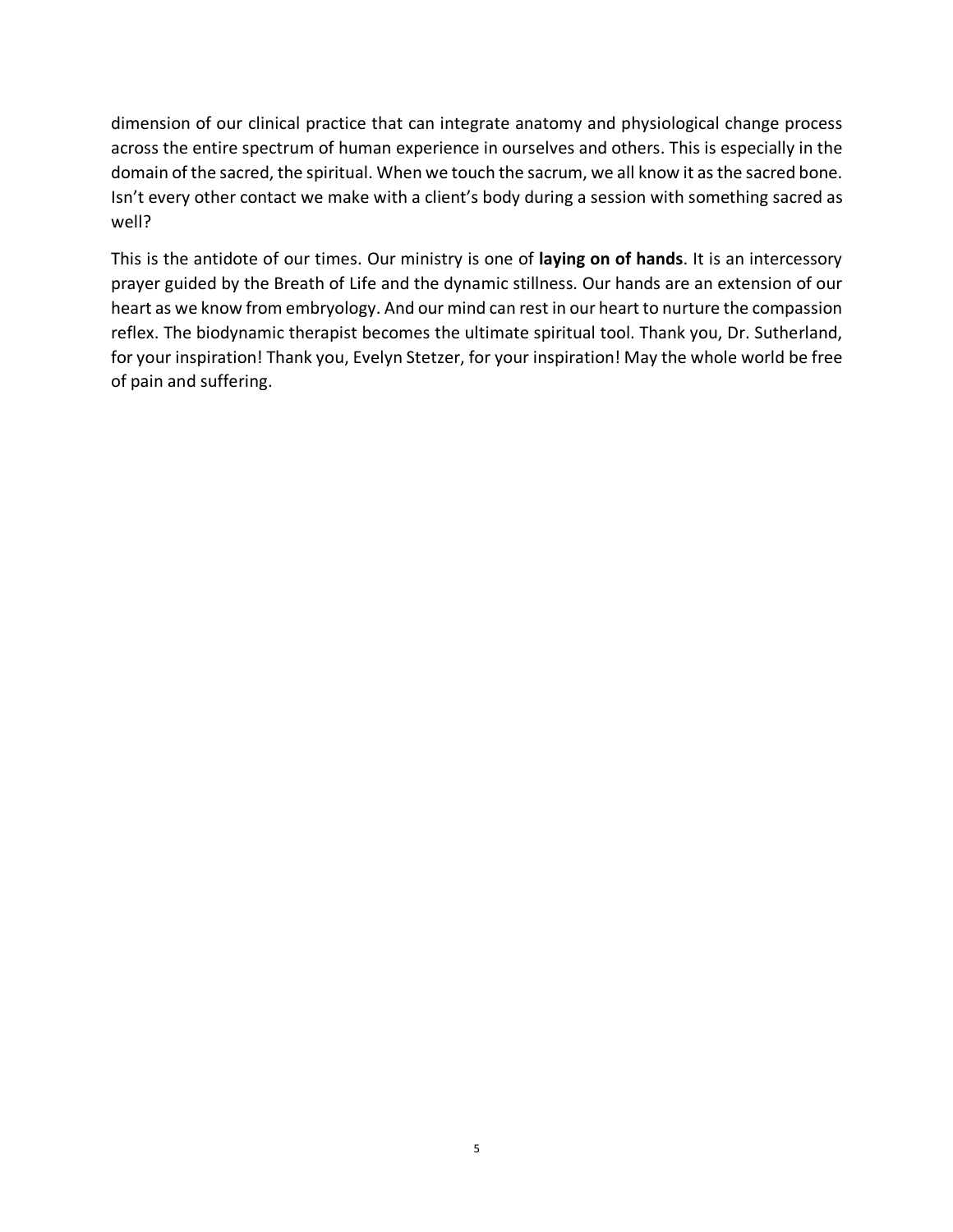dimension of our clinical practice that can integrate anatomy and physiological change process across the entire spectrum of human experience in ourselves and others. This is especially in the domain of the sacred, the spiritual. When we touch the sacrum, we all know it as the sacred bone. Isn't every other contact we make with a client's body during a session with something sacred as well?

This is the antidote of our times. Our ministry is one of **laying on of hands**. It is an intercessory prayer guided by the Breath of Life and the dynamic stillness. Our hands are an extension of our heart as we know from embryology. And our mind can rest in our heart to nurture the compassion reflex. The biodynamic therapist becomes the ultimate spiritual tool. Thank you, Dr. Sutherland, for your inspiration! Thank you, Evelyn Stetzer, for your inspiration! May the whole world be free of pain and suffering.